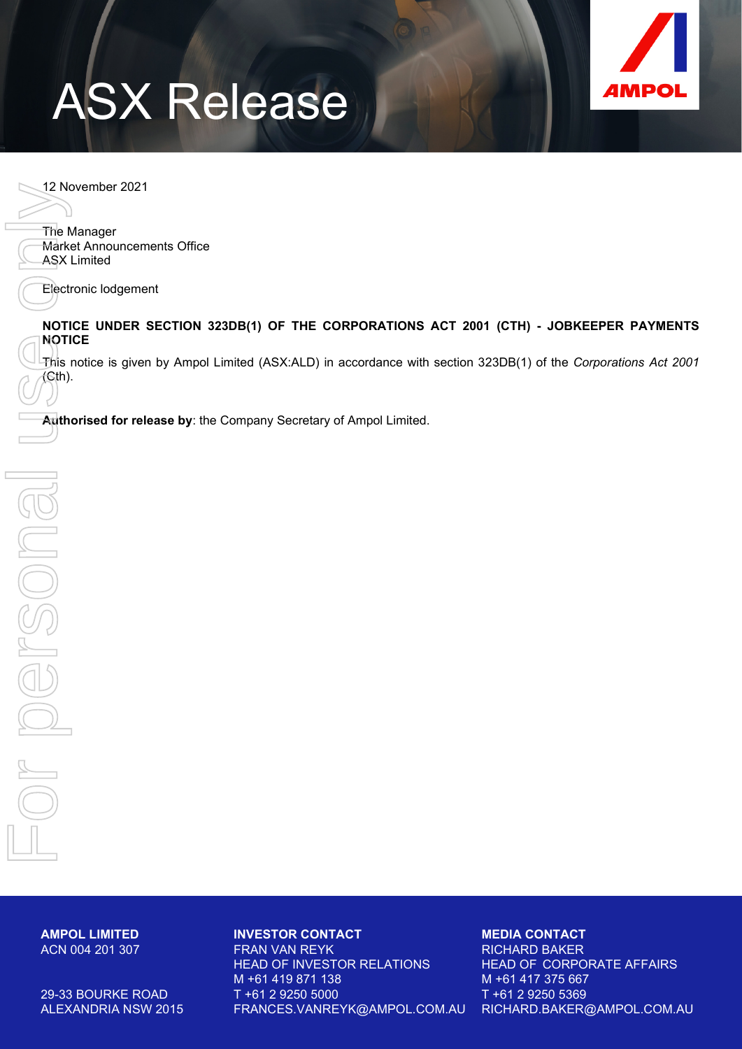# ASX Release

12 November 2021

The Manager
Market Announcements Office
ASX Limited

Electronic lodgement

**NOTICE UNDER SECTION 323DB(1) OF THE CORPORATIONS ACT 2001 (CTH) - JOBKEEPER PAYMENTS NOTICE**

This notice is given by Ampol Limited (ASX:ALD) in accordance with section 323DB(1) of the *Corporations Act 2001* (Cth).

**Authorised for release by**: the Company Secretary of Ampol Limited.

**AMPOL LIMITED**
ACN 004 201 307

29-33 BOURKE ROAD
ALEXANDRIA NSW 2015

**INVESTOR CONTACT**
FRAN VAN REYK
HEAD OF INVESTOR RELATIONS
M +61 419 871 138
T +61 2 9250 5000
FRANCES.VANREYK@AMPOL.COM.AU

**MEDIA CONTACT**
RICHARD BAKER
HEAD OF CORPORATE AFFAIRS
M +61 417 375 667
T +61 2 9250 5369
RICHARD.BAKER@AMPOL.COM.AU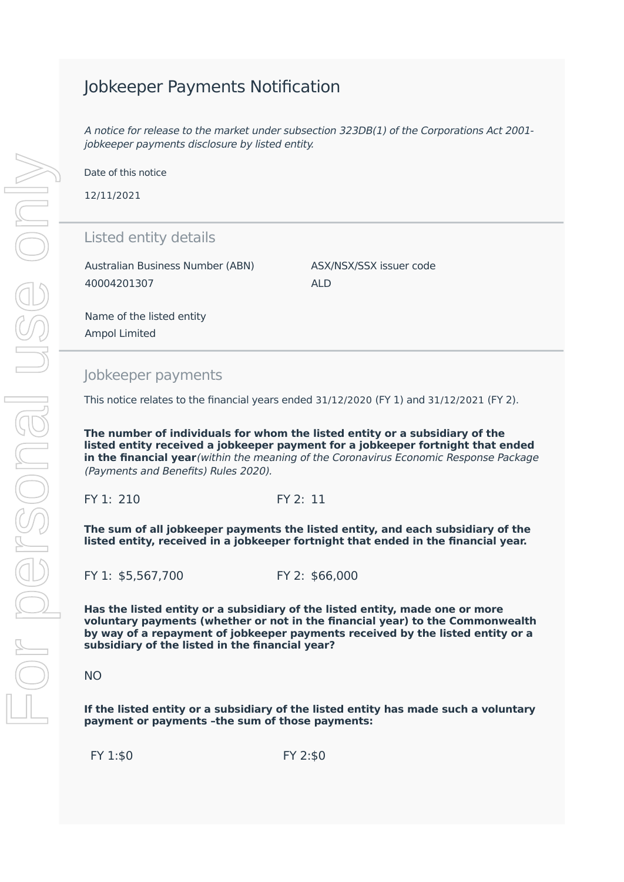# Jobkeeper Payments Notification

*A notice for release to the market under subsection 323DB(1) of the Corporations Act 2001- jobkeeper payments disclosure by listed entity.*

Date of this notice

12/11/2021

## Listed entity details

Australian Business Number (ABN)

40004201307

ASX/NSX/SSX issuer code

ALD

Name of the listed entity

Ampol Limited

## Jobkeeper payments

This notice relates to the financial years ended 31/12/2020 (FY 1) and 31/12/2021 (FY 2).

**The number of individuals for whom the listed entity or a subsidiary of the listed entity received a jobkeeper payment for a jobkeeper fortnight that ended in the financial year***(within the meaning of the Coronavirus Economic Response Package (Payments and Benefits) Rules 2020).*

FY 1: 210

FY 2: 11

**The sum of all jobkeeper payments the listed entity, and each subsidiary of the listed entity, received in a jobkeeper fortnight that ended in the financial year.**

FY 1: $5,567,700

FY 2: $66,000

**Has the listed entity or a subsidiary of the listed entity, made one or more voluntary payments (whether or not in the financial year) to the Commonwealth by way of a repayment of jobkeeper payments received by the listed entity or a subsidiary of the listed in the financial year?**

NO

**If the listed entity or a subsidiary of the listed entity has made such a voluntary payment or payments –the sum of those payments:**

FY 1:$0

FY 2:$0